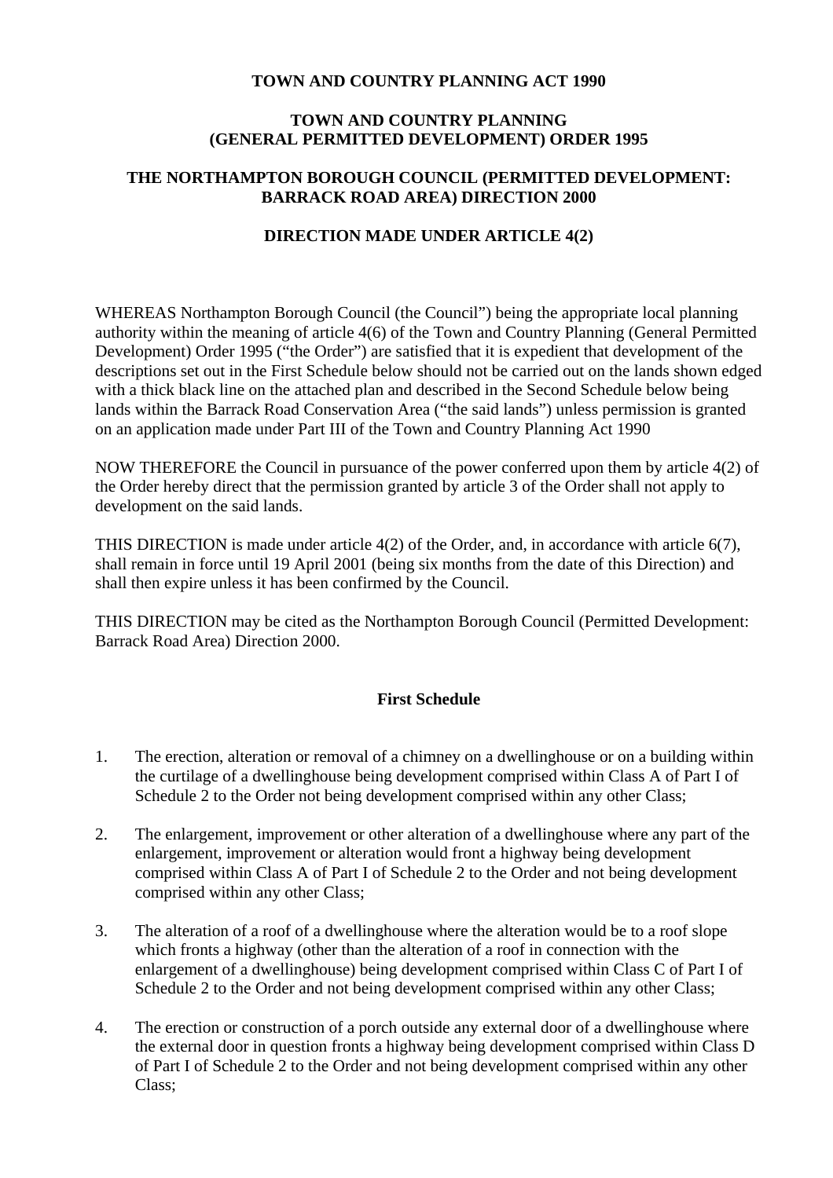**TOWN AND COUNTRY PLANNING ACT 1990**

**TOWN AND COUNTRY PLANNING (GENERAL PERMITTED DEVELOPMENT) ORDER 1995**

**THE NORTHAMPTON BOROUGH COUNCIL (PERMITTED DEVELOPMENT: BARRACK ROAD AREA) DIRECTION 2000**

**DIRECTION MADE UNDER ARTICLE 4(2)**

WHEREAS Northampton Borough Council (the Council") being the appropriate local planning authority within the meaning of article 4(6) of the Town and Country Planning (General Permitted Development) Order 1995 ("the Order") are satisfied that it is expedient that development of the descriptions set out in the First Schedule below should not be carried out on the lands shown edged with a thick black line on the attached plan and described in the Second Schedule below being lands within the Barrack Road Conservation Area ("the said lands") unless permission is granted on an application made under Part III of the Town and Country Planning Act 1990

NOW THEREFORE the Council in pursuance of the power conferred upon them by article 4(2) of the Order hereby direct that the permission granted by article 3 of the Order shall not apply to development on the said lands.

THIS DIRECTION is made under article 4(2) of the Order, and, in accordance with article 6(7), shall remain in force until 19 April 2001 (being six months from the date of this Direction) and shall then expire unless it has been confirmed by the Council.

THIS DIRECTION may be cited as the Northampton Borough Council (Permitted Development: Barrack Road Area) Direction 2000.

**First Schedule**

1. The erection, alteration or removal of a chimney on a dwellinghouse or on a building within the curtilage of a dwellinghouse being development comprised within Class A of Part I of Schedule 2 to the Order not being development comprised within any other Class;

2. The enlargement, improvement or other alteration of a dwellinghouse where any part of the enlargement, improvement or alteration would front a highway being development comprised within Class A of Part I of Schedule 2 to the Order and not being development comprised within any other Class;

3. The alteration of a roof of a dwellinghouse where the alteration would be to a roof slope which fronts a highway (other than the alteration of a roof in connection with the enlargement of a dwellinghouse) being development comprised within Class C of Part I of Schedule 2 to the Order and not being development comprised within any other Class;

4. The erection or construction of a porch outside any external door of a dwellinghouse where the external door in question fronts a highway being development comprised within Class D of Part I of Schedule 2 to the Order and not being development comprised within any other Class;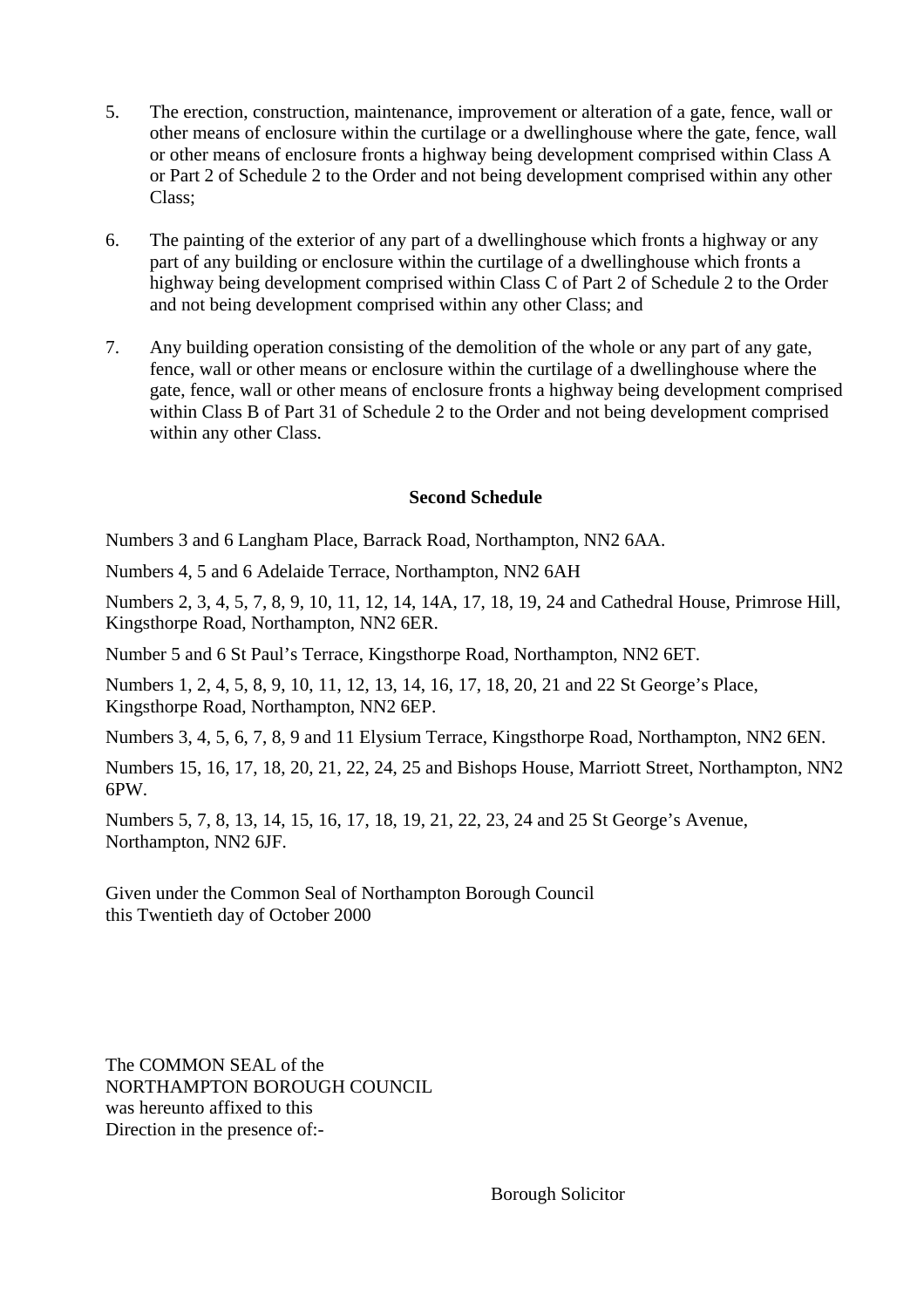5. The erection, construction, maintenance, improvement or alteration of a gate, fence, wall or other means of enclosure within the curtilage or a dwellinghouse where the gate, fence, wall or other means of enclosure fronts a highway being development comprised within Class A or Part 2 of Schedule 2 to the Order and not being development comprised within any other Class;

6. The painting of the exterior of any part of a dwellinghouse which fronts a highway or any part of any building or enclosure within the curtilage of a dwellinghouse which fronts a highway being development comprised within Class C of Part 2 of Schedule 2 to the Order and not being development comprised within any other Class; and

7. Any building operation consisting of the demolition of the whole or any part of any gate, fence, wall or other means or enclosure within the curtilage of a dwellinghouse where the gate, fence, wall or other means of enclosure fronts a highway being development comprised within Class B of Part 31 of Schedule 2 to the Order and not being development comprised within any other Class.

**Second Schedule**

Numbers 3 and 6 Langham Place, Barrack Road, Northampton, NN2 6AA.

Numbers 4, 5 and 6 Adelaide Terrace, Northampton, NN2 6AH

Numbers 2, 3, 4, 5, 7, 8, 9, 10, 11, 12, 14, 14A, 17, 18, 19, 24 and Cathedral House, Primrose Hill, Kingsthorpe Road, Northampton, NN2 6ER.

Number 5 and 6 St Paul's Terrace, Kingsthorpe Road, Northampton, NN2 6ET.

Numbers 1, 2, 4, 5, 8, 9, 10, 11, 12, 13, 14, 16, 17, 18, 20, 21 and 22 St George's Place, Kingsthorpe Road, Northampton, NN2 6EP.

Numbers 3, 4, 5, 6, 7, 8, 9 and 11 Elysium Terrace, Kingsthorpe Road, Northampton, NN2 6EN.

Numbers 15, 16, 17, 18, 20, 21, 22, 24, 25 and Bishops House, Marriott Street, Northampton, NN2 6PW.

Numbers 5, 7, 8, 13, 14, 15, 16, 17, 18, 19, 21, 22, 23, 24 and 25 St George's Avenue, Northampton, NN2 6JF.

Given under the Common Seal of Northampton Borough Council
this Twentieth day of October 2000

The COMMON SEAL of the
NORTHAMPTON BOROUGH COUNCIL
was hereunto affixed to this
Direction in the presence of:-

Borough Solicitor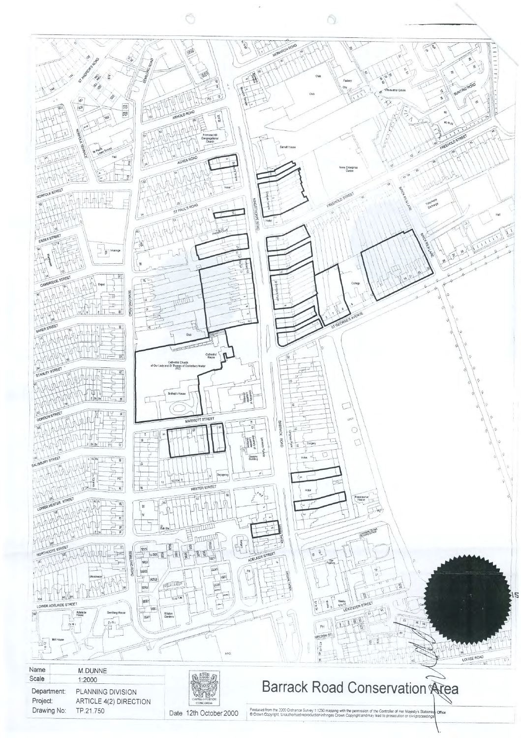# Barrack Road Conservation Area

Name: M.DUNNE

Scale: 1:2000

Department: PLANNING DIVISION

Project: ARTICLE 4(2) DIRECTION

Drawing No: TP.21.750

Date 12th October 2000

Produced from the 2000 Ordnance Survey 1:1250 mapping with the permission of the Controller of Her Majesty's Stationary Office © Crown Copyright. Unauthorised reproduction infringes Crown Copyright and may lead to prosecution or civil proceedings.